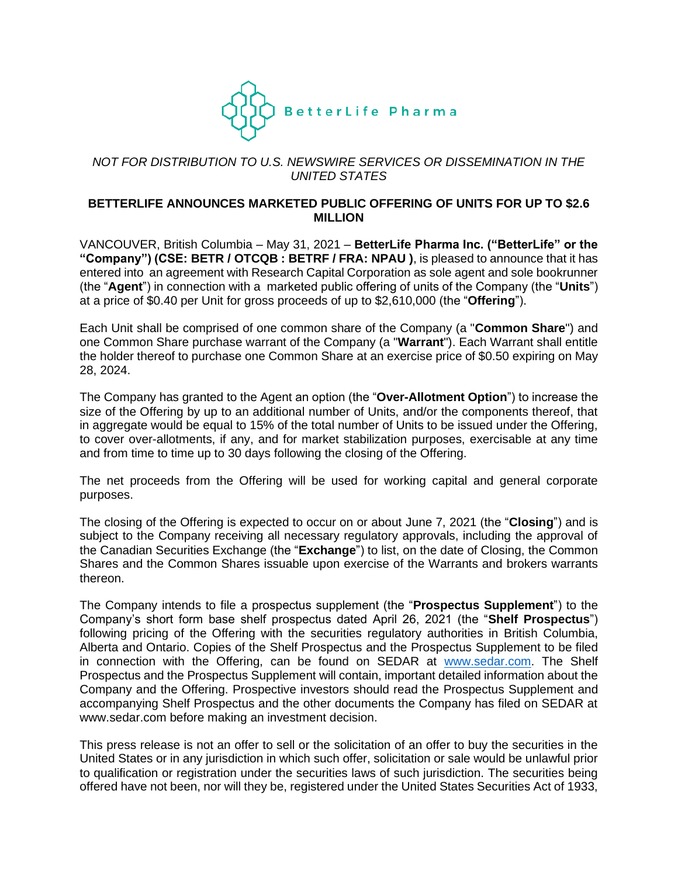BetterLife Pharma

*NOT FOR DISTRIBUTION TO U.S. NEWSWIRE SERVICES OR DISSEMINATION IN THE UNITED STATES*

**BETTERLIFE ANNOUNCES MARKETED PUBLIC OFFERING OF UNITS FOR UP TO $2.6 MILLION**

VANCOUVER, British Columbia – May 31, 2021 – **BetterLife Pharma Inc. ("BetterLife" or the "Company") (CSE: BETR / OTCQB : BETRF / FRA: NPAU )**, is pleased to announce that it has entered into an agreement with Research Capital Corporation as sole agent and sole bookrunner (the "**Agent**") in connection with a marketed public offering of units of the Company (the "**Units**") at a price of $0.40 per Unit for gross proceeds of up to $2,610,000 (the "**Offering**").

Each Unit shall be comprised of one common share of the Company (a "**Common Share**") and one Common Share purchase warrant of the Company (a "**Warrant**"). Each Warrant shall entitle the holder thereof to purchase one Common Share at an exercise price of $0.50 expiring on May 28, 2024.

The Company has granted to the Agent an option (the "**Over-Allotment Option**") to increase the size of the Offering by up to an additional number of Units, and/or the components thereof, that in aggregate would be equal to 15% of the total number of Units to be issued under the Offering, to cover over-allotments, if any, and for market stabilization purposes, exercisable at any time and from time to time up to 30 days following the closing of the Offering.

The net proceeds from the Offering will be used for working capital and general corporate purposes.

The closing of the Offering is expected to occur on or about June 7, 2021 (the "**Closing**") and is subject to the Company receiving all necessary regulatory approvals, including the approval of the Canadian Securities Exchange (the "**Exchange**") to list, on the date of Closing, the Common Shares and the Common Shares issuable upon exercise of the Warrants and brokers warrants thereon.

The Company intends to file a prospectus supplement (the "**Prospectus Supplement**") to the Company's short form base shelf prospectus dated April 26, 2021 (the "**Shelf Prospectus**") following pricing of the Offering with the securities regulatory authorities in British Columbia, Alberta and Ontario. Copies of the Shelf Prospectus and the Prospectus Supplement to be filed in connection with the Offering, can be found on SEDAR at www.sedar.com. The Shelf Prospectus and the Prospectus Supplement will contain, important detailed information about the Company and the Offering. Prospective investors should read the Prospectus Supplement and accompanying Shelf Prospectus and the other documents the Company has filed on SEDAR at www.sedar.com before making an investment decision.

This press release is not an offer to sell or the solicitation of an offer to buy the securities in the United States or in any jurisdiction in which such offer, solicitation or sale would be unlawful prior to qualification or registration under the securities laws of such jurisdiction. The securities being offered have not been, nor will they be, registered under the United States Securities Act of 1933,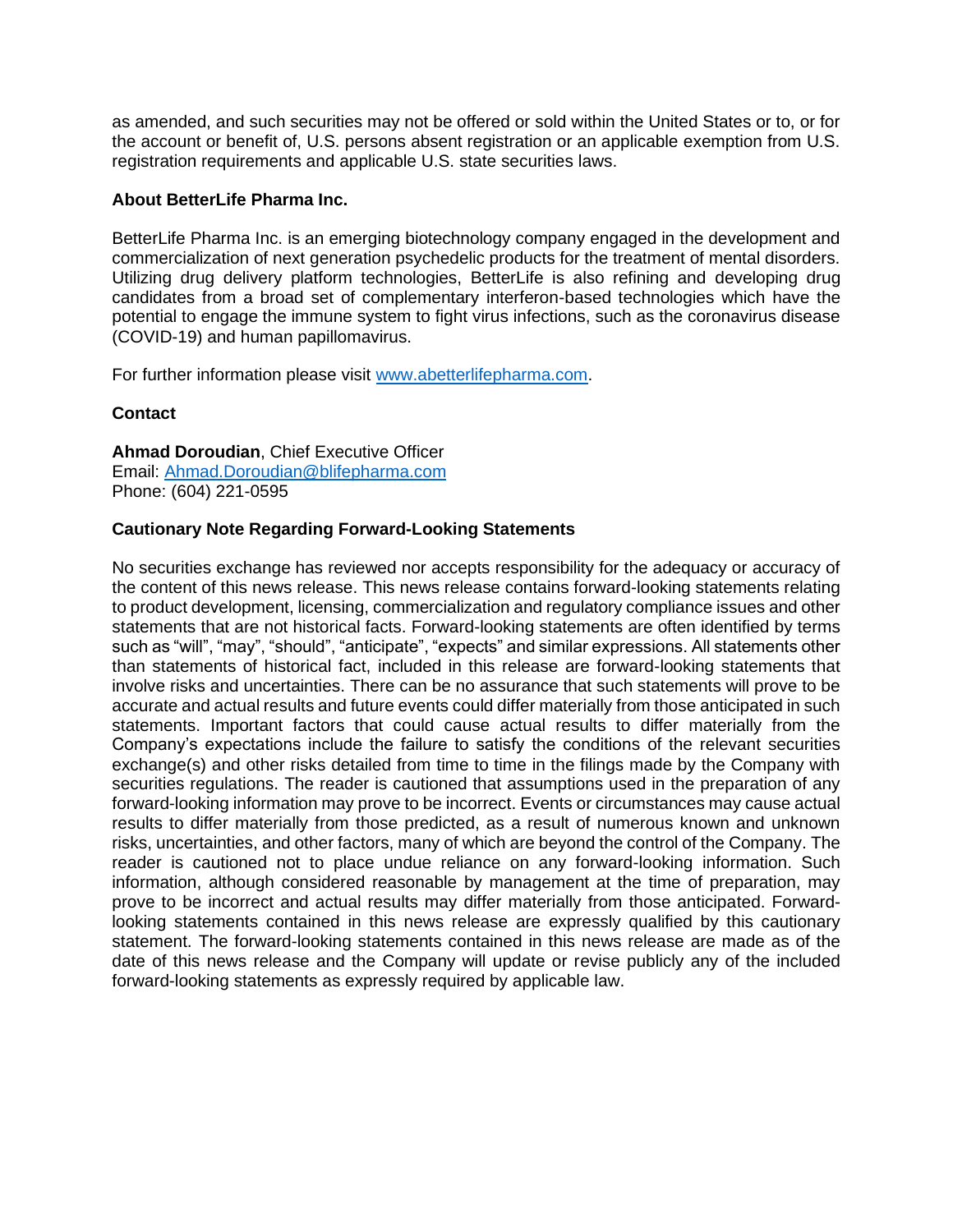as amended, and such securities may not be offered or sold within the United States or to, or for the account or benefit of, U.S. persons absent registration or an applicable exemption from U.S. registration requirements and applicable U.S. state securities laws.

**About BetterLife Pharma Inc.**

BetterLife Pharma Inc. is an emerging biotechnology company engaged in the development and commercialization of next generation psychedelic products for the treatment of mental disorders. Utilizing drug delivery platform technologies, BetterLife is also refining and developing drug candidates from a broad set of complementary interferon-based technologies which have the potential to engage the immune system to fight virus infections, such as the coronavirus disease (COVID-19) and human papillomavirus.

For further information please visit [www.abetterlifepharma.com](http://www.abetterlifepharma.com).

**Contact**

**Ahmad Doroudian**, Chief Executive Officer
Email: [Ahmad.Doroudian@blifepharma.com](mailto:Ahmad.Doroudian@blifepharma.com)
Phone: (604) 221-0595

**Cautionary Note Regarding Forward-Looking Statements**

No securities exchange has reviewed nor accepts responsibility for the adequacy or accuracy of the content of this news release. This news release contains forward-looking statements relating to product development, licensing, commercialization and regulatory compliance issues and other statements that are not historical facts. Forward-looking statements are often identified by terms such as "will", "may", "should", "anticipate", "expects" and similar expressions. All statements other than statements of historical fact, included in this release are forward-looking statements that involve risks and uncertainties. There can be no assurance that such statements will prove to be accurate and actual results and future events could differ materially from those anticipated in such statements. Important factors that could cause actual results to differ materially from the Company's expectations include the failure to satisfy the conditions of the relevant securities exchange(s) and other risks detailed from time to time in the filings made by the Company with securities regulations. The reader is cautioned that assumptions used in the preparation of any forward-looking information may prove to be incorrect. Events or circumstances may cause actual results to differ materially from those predicted, as a result of numerous known and unknown risks, uncertainties, and other factors, many of which are beyond the control of the Company. The reader is cautioned not to place undue reliance on any forward-looking information. Such information, although considered reasonable by management at the time of preparation, may prove to be incorrect and actual results may differ materially from those anticipated. Forward-looking statements contained in this news release are expressly qualified by this cautionary statement. The forward-looking statements contained in this news release are made as of the date of this news release and the Company will update or revise publicly any of the included forward-looking statements as expressly required by applicable law.